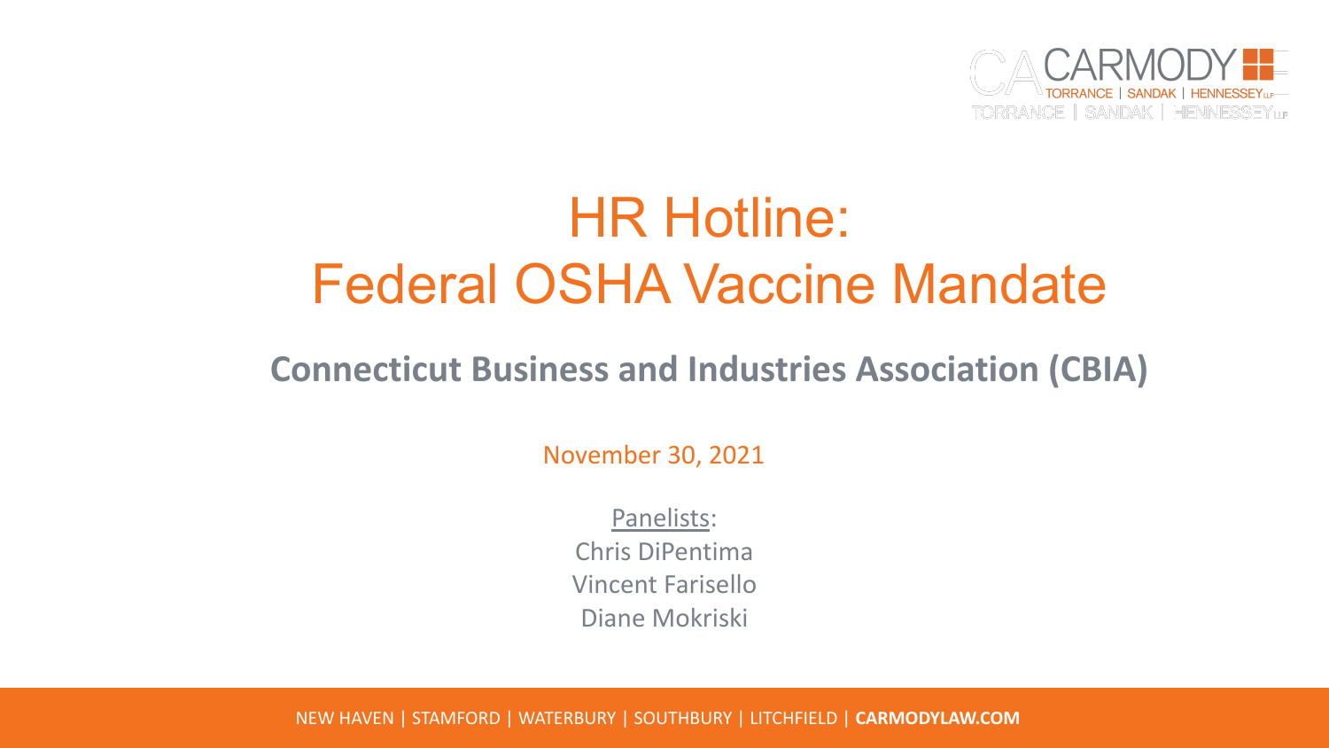# HR Hotline: Federal OSHA Vaccine Mandate

## Connecticut Business and Industries Association (CBIA)

November 30, 2021

Panelists:
Chris DiPentima
Vincent Farisello
Diane Mokriski

NEW HAVEN | STAMFORD | WATERBURY | SOUTHBURY | LITCHFIELD | **CARMODYLAW.COM**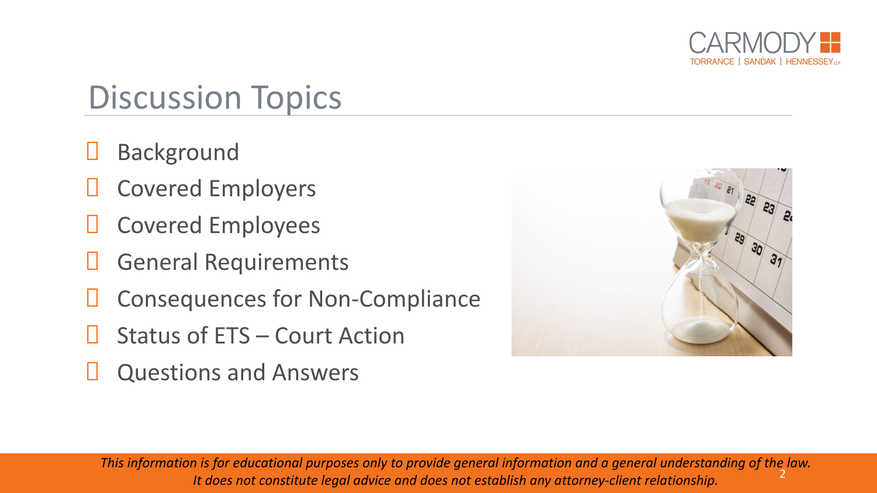# Discussion Topics

- Background
- Covered Employers
- Covered Employees
- General Requirements
- Consequences for Non-Compliance
- Status of ETS – Court Action
- Questions and Answers

*This information is for educational purposes only to provide general information and a general understanding of the law. It does not constitute legal advice and does not establish any attorney-client relationship.*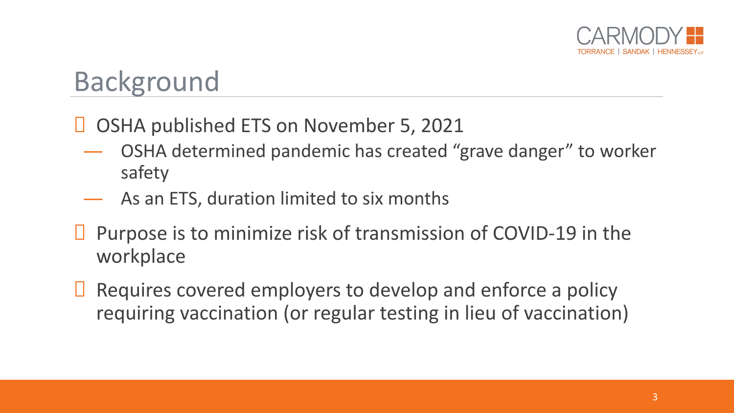# Background

- OSHA published ETS on November 5, 2021
  - OSHA determined pandemic has created "grave danger" to worker safety
  - As an ETS, duration limited to six months
- Purpose is to minimize risk of transmission of COVID-19 in the workplace
- Requires covered employers to develop and enforce a policy requiring vaccination (or regular testing in lieu of vaccination)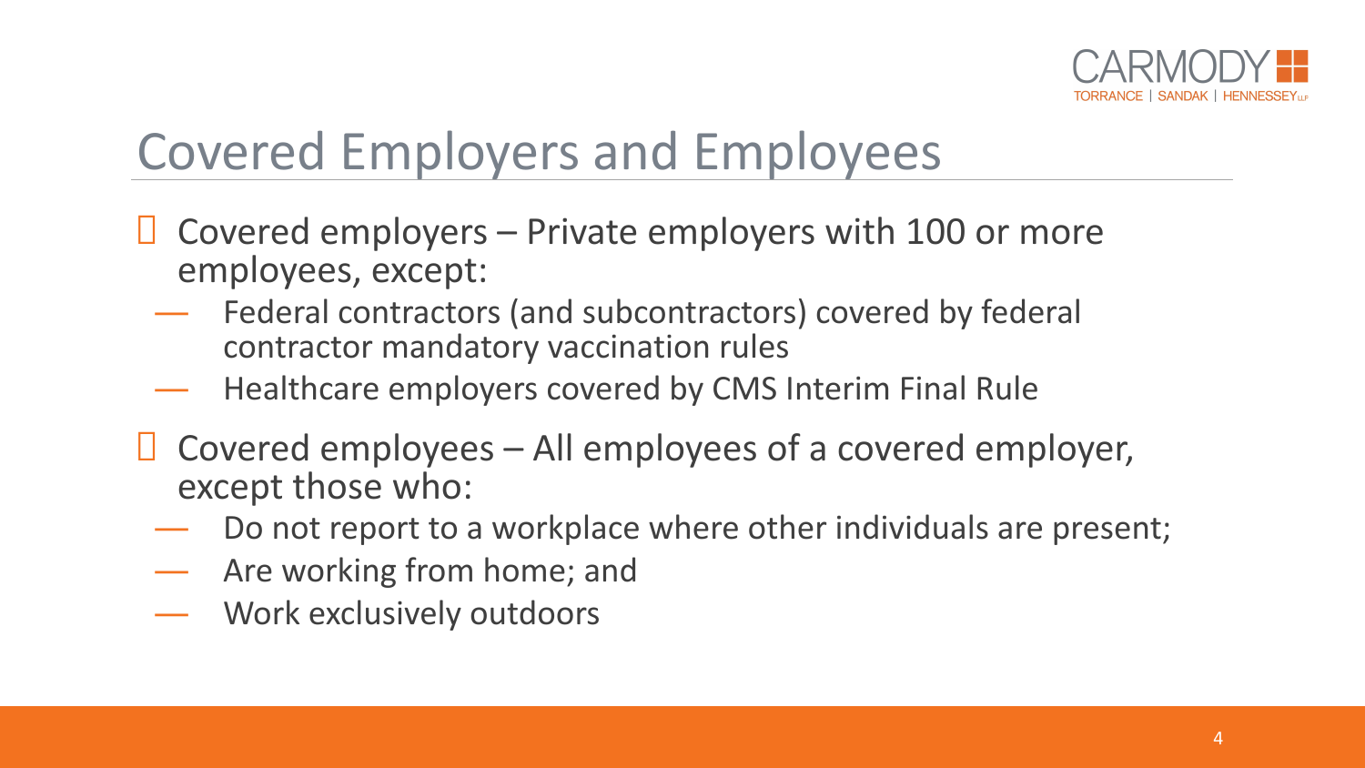# Covered Employers and Employees

- Covered employers – Private employers with 100 or more employees, except:
  - Federal contractors (and subcontractors) covered by federal contractor mandatory vaccination rules
  - Healthcare employers covered by CMS Interim Final Rule
- Covered employees – All employees of a covered employer, except those who:
  - Do not report to a workplace where other individuals are present;
  - Are working from home; and
  - Work exclusively outdoors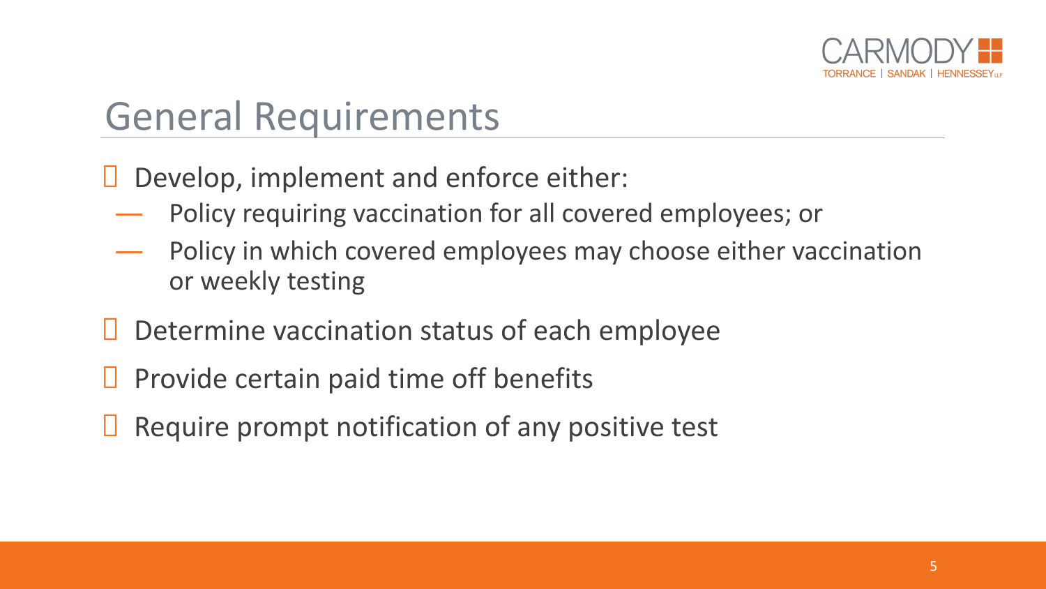# General Requirements

- Develop, implement and enforce either:
  - Policy requiring vaccination for all covered employees; or
  - Policy in which covered employees may choose either vaccination or weekly testing
- Determine vaccination status of each employee
- Provide certain paid time off benefits
- Require prompt notification of any positive test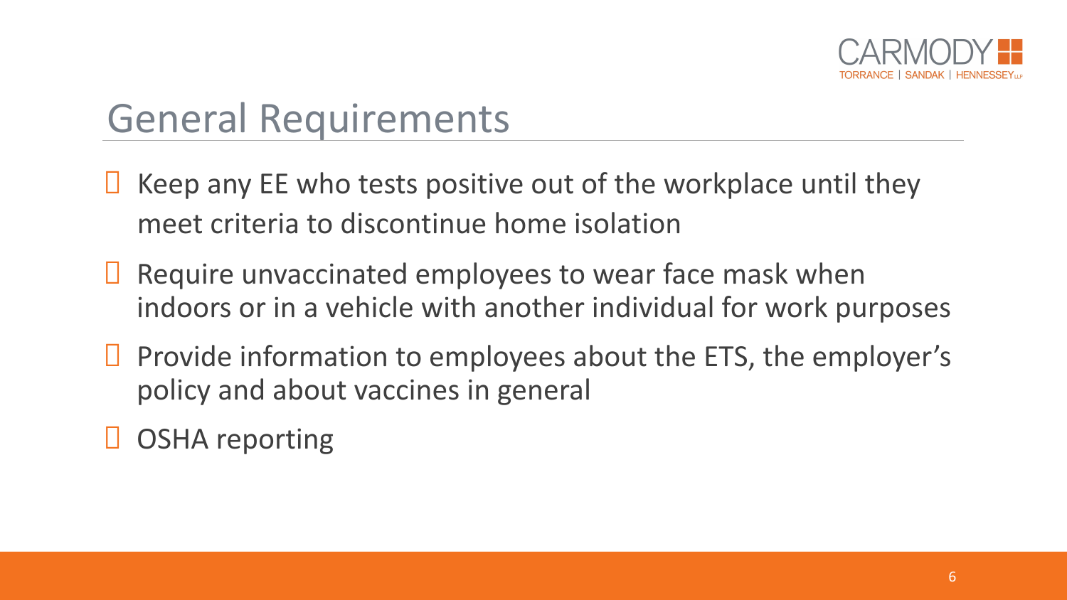# General Requirements

- Keep any EE who tests positive out of the workplace until they meet criteria to discontinue home isolation
- Require unvaccinated employees to wear face mask when indoors or in a vehicle with another individual for work purposes
- Provide information to employees about the ETS, the employer's policy and about vaccines in general
- OSHA reporting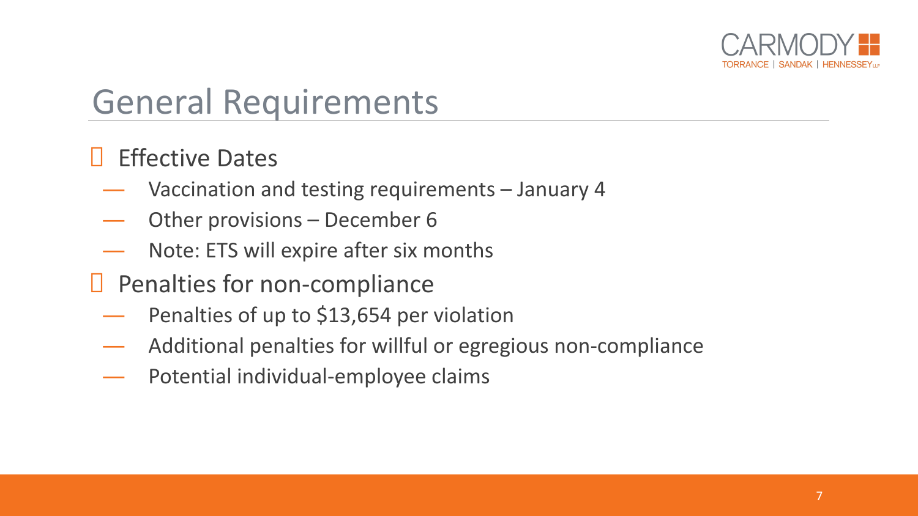# General Requirements

- Effective Dates
  - Vaccination and testing requirements – January 4
  - Other provisions – December 6
  - Note: ETS will expire after six months
- Penalties for non-compliance
  - Penalties of up to $13,654 per violation
  - Additional penalties for willful or egregious non-compliance
  - Potential individual-employee claims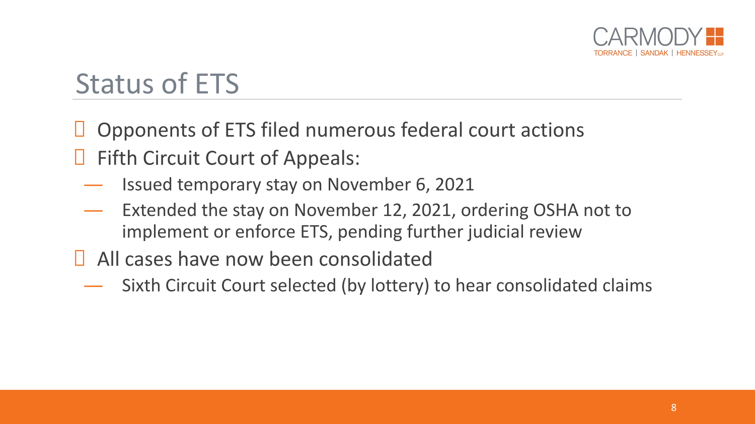# Status of ETS

- Opponents of ETS filed numerous federal court actions
- Fifth Circuit Court of Appeals:
  - Issued temporary stay on November 6, 2021
  - Extended the stay on November 12, 2021, ordering OSHA not to implement or enforce ETS, pending further judicial review
- All cases have now been consolidated
  - Sixth Circuit Court selected (by lottery) to hear consolidated claims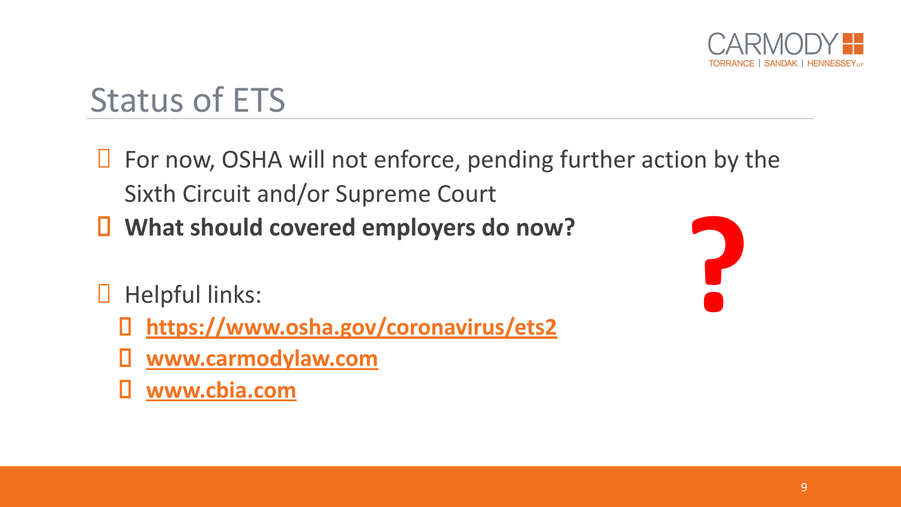# Status of ETS

- For now, OSHA will not enforce, pending further action by the Sixth Circuit and/or Supreme Court
- **What should covered employers do now?**
- Helpful links:
  - **https://www.osha.gov/coronavirus/ets2**
  - **www.carmodylaw.com**
  - **www.cbia.com**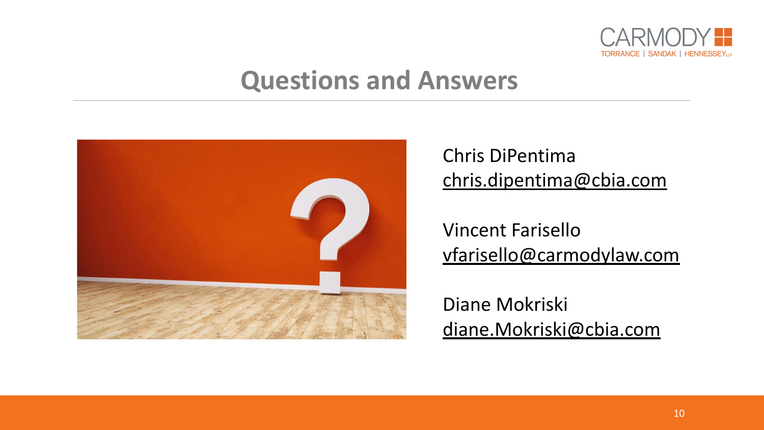# Questions and Answers

Chris DiPentima
chris.dipentima@cbia.com

Vincent Farisello
vfarisello@carmodylaw.com

Diane Mokriski
diane.Mokriski@cbia.com